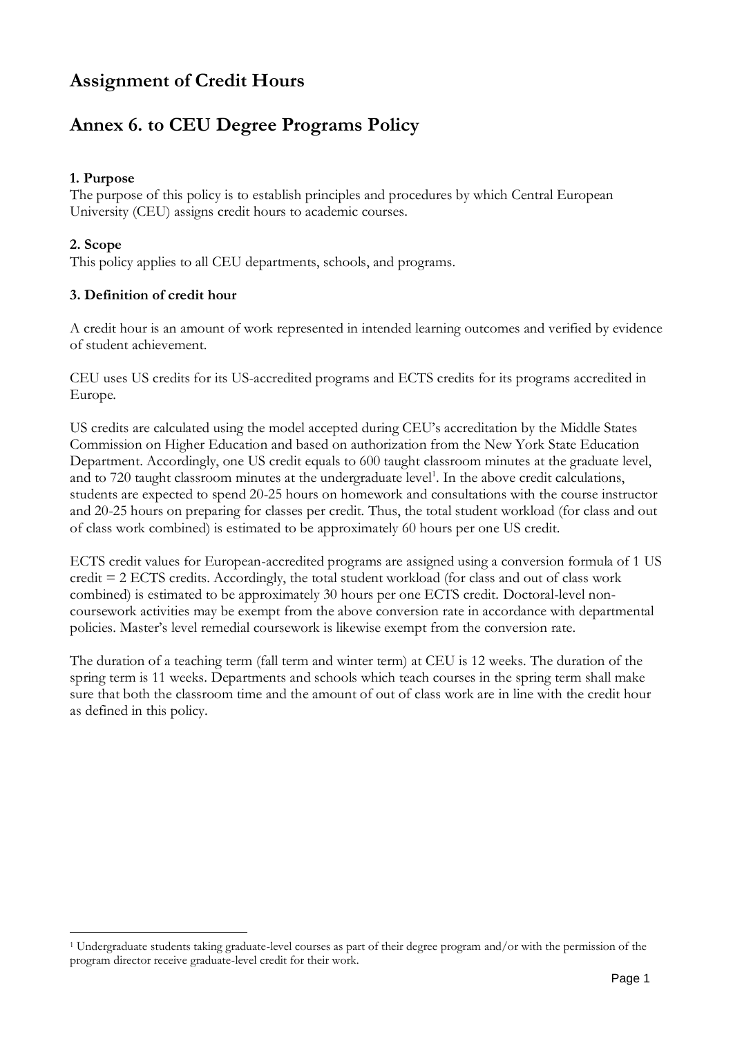# Assignment of Credit Hours

# Annex 6. to CEU Degree Programs Policy

**1. Purpose**
The purpose of this policy is to establish principles and procedures by which Central European University (CEU) assigns credit hours to academic courses.

**2. Scope**
This policy applies to all CEU departments, schools, and programs.

**3. Definition of credit hour**

A credit hour is an amount of work represented in intended learning outcomes and verified by evidence of student achievement.

CEU uses US credits for its US-accredited programs and ECTS credits for its programs accredited in Europe.

US credits are calculated using the model accepted during CEU's accreditation by the Middle States Commission on Higher Education and based on authorization from the New York State Education Department. Accordingly, one US credit equals to 600 taught classroom minutes at the graduate level, and to 720 taught classroom minutes at the undergraduate level[1]. In the above credit calculations, students are expected to spend 20-25 hours on homework and consultations with the course instructor and 20-25 hours on preparing for classes per credit. Thus, the total student workload (for class and out of class work combined) is estimated to be approximately 60 hours per one US credit.

ECTS credit values for European-accredited programs are assigned using a conversion formula of 1 US credit = 2 ECTS credits. Accordingly, the total student workload (for class and out of class work combined) is estimated to be approximately 30 hours per one ECTS credit. Doctoral-level non-coursework activities may be exempt from the above conversion rate in accordance with departmental policies. Master's level remedial coursework is likewise exempt from the conversion rate.

The duration of a teaching term (fall term and winter term) at CEU is 12 weeks. The duration of the spring term is 11 weeks. Departments and schools which teach courses in the spring term shall make sure that both the classroom time and the amount of out of class work are in line with the credit hour as defined in this policy.

[1] Undergraduate students taking graduate-level courses as part of their degree program and/or with the permission of the program director receive graduate-level credit for their work.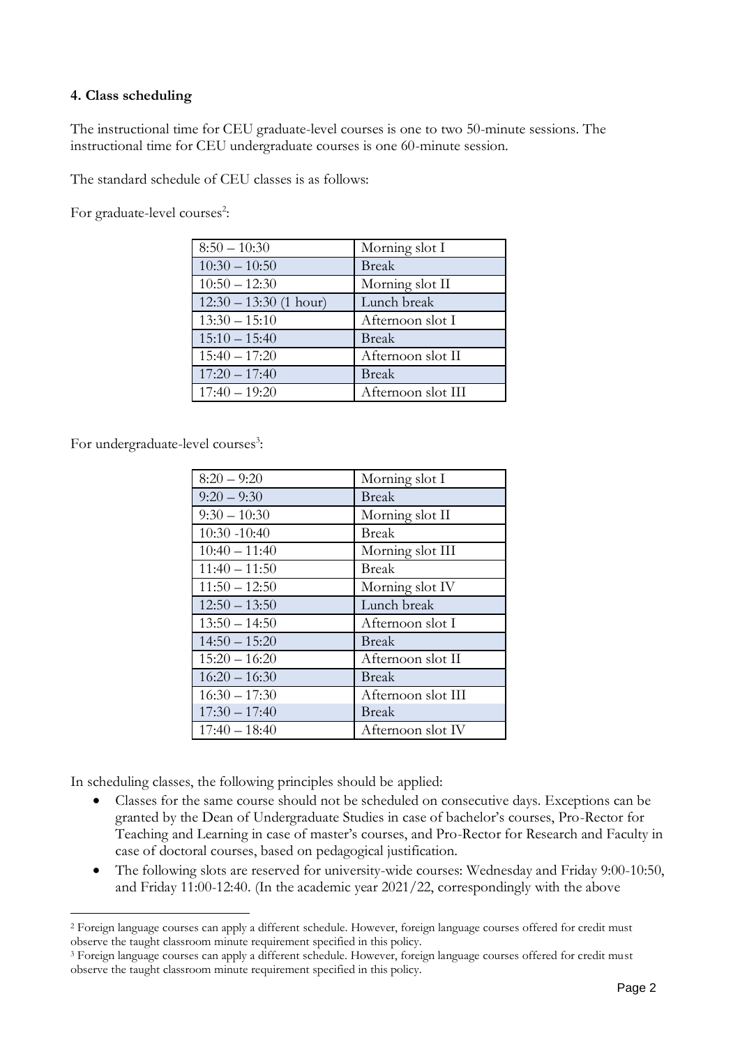#### 4. Class scheduling

The instructional time for CEU graduate-level courses is one to two 50-minute sessions. The instructional time for CEU undergraduate courses is one 60-minute session.

The standard schedule of CEU classes is as follows:

For graduate-level courses[2]:

| | |
|---|---|
| 8:50 – 10:30 | Morning slot I |
| 10:30 – 10:50 | Break |
| 10:50 – 12:30 | Morning slot II |
| 12:30 – 13:30 (1 hour) | Lunch break |
| 13:30 – 15:10 | Afternoon slot I |
| 15:10 – 15:40 | Break |
| 15:40 – 17:20 | Afternoon slot II |
| 17:20 – 17:40 | Break |
| 17:40 – 19:20 | Afternoon slot III |

For undergraduate-level courses[3]:

| | |
|---|---|
| 8:20 – 9:20 | Morning slot I |
| 9:20 – 9:30 | Break |
| 9:30 – 10:30 | Morning slot II |
| 10:30 -10:40 | Break |
| 10:40 – 11:40 | Morning slot III |
| 11:40 – 11:50 | Break |
| 11:50 – 12:50 | Morning slot IV |
| 12:50 – 13:50 | Lunch break |
| 13:50 – 14:50 | Afternoon slot I |
| 14:50 – 15:20 | Break |
| 15:20 – 16:20 | Afternoon slot II |
| 16:20 – 16:30 | Break |
| 16:30 – 17:30 | Afternoon slot III |
| 17:30 – 17:40 | Break |
| 17:40 – 18:40 | Afternoon slot IV |

In scheduling classes, the following principles should be applied:

- Classes for the same course should not be scheduled on consecutive days. Exceptions can be granted by the Dean of Undergraduate Studies in case of bachelor's courses, Pro-Rector for Teaching and Learning in case of master's courses, and Pro-Rector for Research and Faculty in case of doctoral courses, based on pedagogical justification.
- The following slots are reserved for university-wide courses: Wednesday and Friday 9:00-10:50, and Friday 11:00-12:40. (In the academic year 2021/22, correspondingly with the above

[2] Foreign language courses can apply a different schedule. However, foreign language courses offered for credit must observe the taught classroom minute requirement specified in this policy.

[3] Foreign language courses can apply a different schedule. However, foreign language courses offered for credit must observe the taught classroom minute requirement specified in this policy.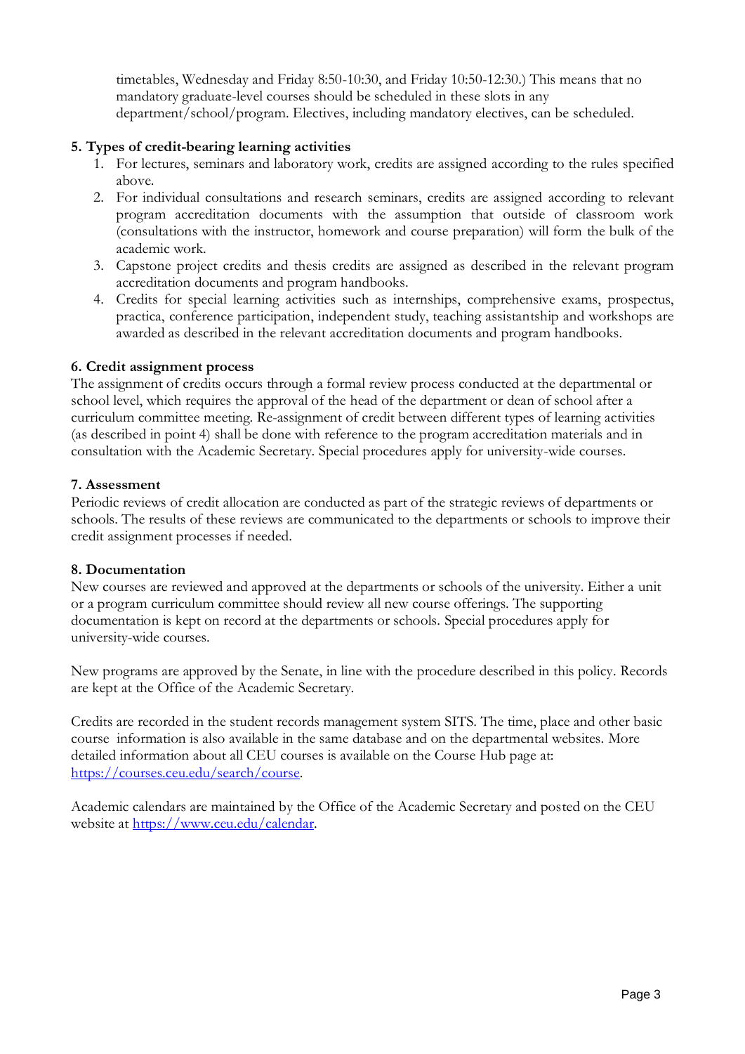timetables, Wednesday and Friday 8:50-10:30, and Friday 10:50-12:30.) This means that no mandatory graduate-level courses should be scheduled in these slots in any department/school/program. Electives, including mandatory electives, can be scheduled.

## 5. Types of credit-bearing learning activities

1. For lectures, seminars and laboratory work, credits are assigned according to the rules specified above.
2. For individual consultations and research seminars, credits are assigned according to relevant program accreditation documents with the assumption that outside of classroom work (consultations with the instructor, homework and course preparation) will form the bulk of the academic work.
3. Capstone project credits and thesis credits are assigned as described in the relevant program accreditation documents and program handbooks.
4. Credits for special learning activities such as internships, comprehensive exams, prospectus, practica, conference participation, independent study, teaching assistantship and workshops are awarded as described in the relevant accreditation documents and program handbooks.

## 6. Credit assignment process

The assignment of credits occurs through a formal review process conducted at the departmental or school level, which requires the approval of the head of the department or dean of school after a curriculum committee meeting. Re-assignment of credit between different types of learning activities (as described in point 4) shall be done with reference to the program accreditation materials and in consultation with the Academic Secretary. Special procedures apply for university-wide courses.

## 7. Assessment

Periodic reviews of credit allocation are conducted as part of the strategic reviews of departments or schools. The results of these reviews are communicated to the departments or schools to improve their credit assignment processes if needed.

## 8. Documentation

New courses are reviewed and approved at the departments or schools of the university. Either a unit or a program curriculum committee should review all new course offerings. The supporting documentation is kept on record at the departments or schools. Special procedures apply for university-wide courses.

New programs are approved by the Senate, in line with the procedure described in this policy. Records are kept at the Office of the Academic Secretary.

Credits are recorded in the student records management system SITS. The time, place and other basic course information is also available in the same database and on the departmental websites. More detailed information about all CEU courses is available on the Course Hub page at: https://courses.ceu.edu/search/course.

Academic calendars are maintained by the Office of the Academic Secretary and posted on the CEU website at https://www.ceu.edu/calendar.